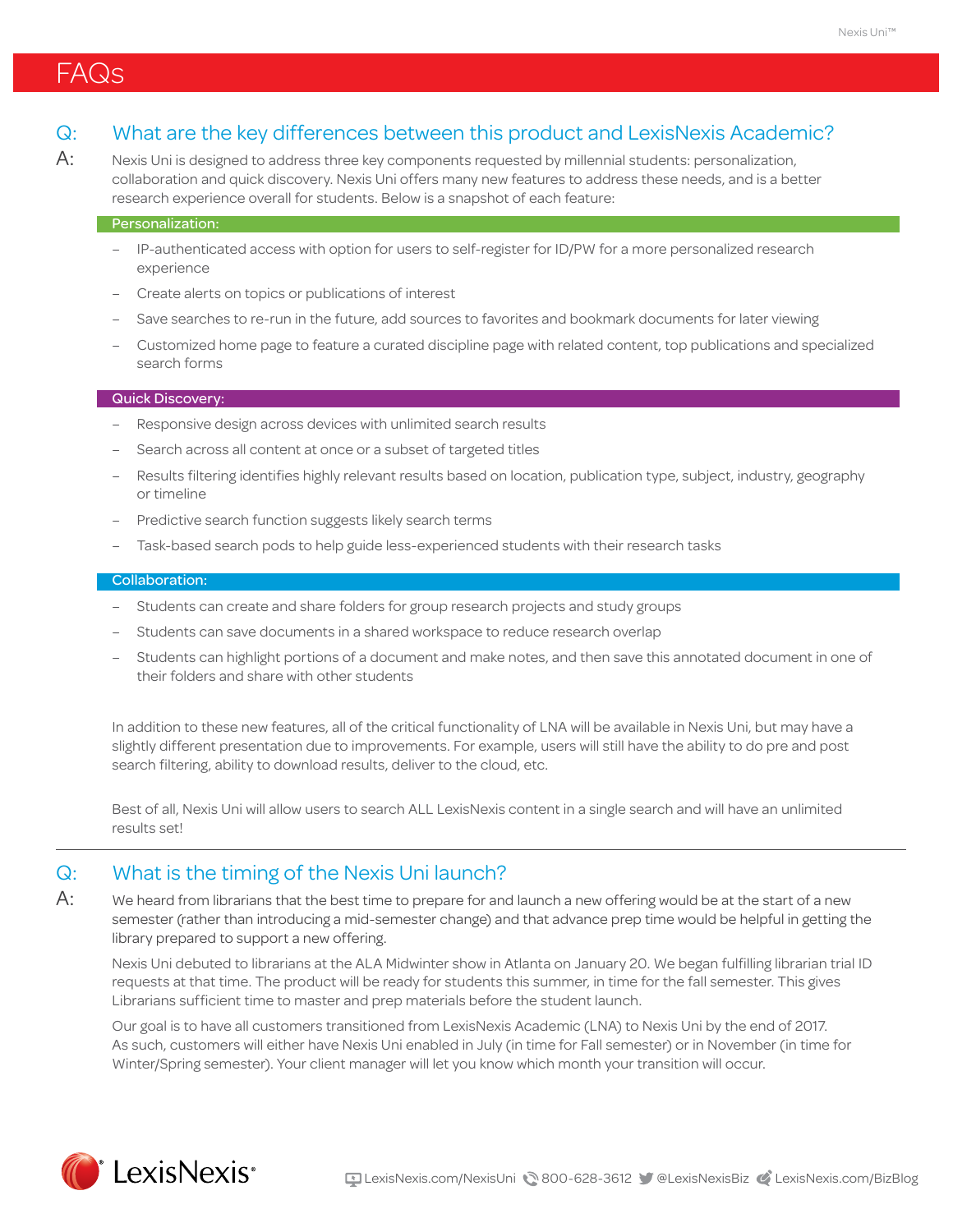# FAQs

## Q: What are the key differences between this product and LexisNexis Academic?

**A:** Nexis Uni is designed to address three key components requested by millennial students: personalization, collaboration and quick discovery. Nexis Uni offers many new features to address these needs, and is a better research experience overall for students. Below is a snapshot of each feature:

**Personalization:**

- IP-authenticated access with option for users to self-register for ID/PW for a more personalized research experience
- Create alerts on topics or publications of interest
- Save searches to re-run in the future, add sources to favorites and bookmark documents for later viewing
- Customized home page to feature a curated discipline page with related content, top publications and specialized search forms

**Quick Discovery:**

- Responsive design across devices with unlimited search results
- Search across all content at once or a subset of targeted titles
- Results filtering identifies highly relevant results based on location, publication type, subject, industry, geography or timeline
- Predictive search function suggests likely search terms
- Task-based search pods to help guide less-experienced students with their research tasks

**Collaboration:**

- Students can create and share folders for group research projects and study groups
- Students can save documents in a shared workspace to reduce research overlap
- Students can highlight portions of a document and make notes, and then save this annotated document in one of their folders and share with other students

In addition to these new features, all of the critical functionality of LNA will be available in Nexis Uni, but may have a slightly different presentation due to improvements. For example, users will still have the ability to do pre and post search filtering, ability to download results, deliver to the cloud, etc.

Best of all, Nexis Uni will allow users to search ALL LexisNexis content in a single search and will have an unlimited results set!

---

## Q: What is the timing of the Nexis Uni launch?

**A:** We heard from librarians that the best time to prepare for and launch a new offering would be at the start of a new semester (rather than introducing a mid-semester change) and that advance prep time would be helpful in getting the library prepared to support a new offering.

Nexis Uni debuted to librarians at the ALA Midwinter show in Atlanta on January 20. We began fulfilling librarian trial ID requests at that time. The product will be ready for students this summer, in time for the fall semester. This gives Librarians sufficient time to master and prep materials before the student launch.

Our goal is to have all customers transitioned from LexisNexis Academic (LNA) to Nexis Uni by the end of 2017. As such, customers will either have Nexis Uni enabled in July (in time for Fall semester) or in November (in time for Winter/Spring semester). Your client manager will let you know which month your transition will occur.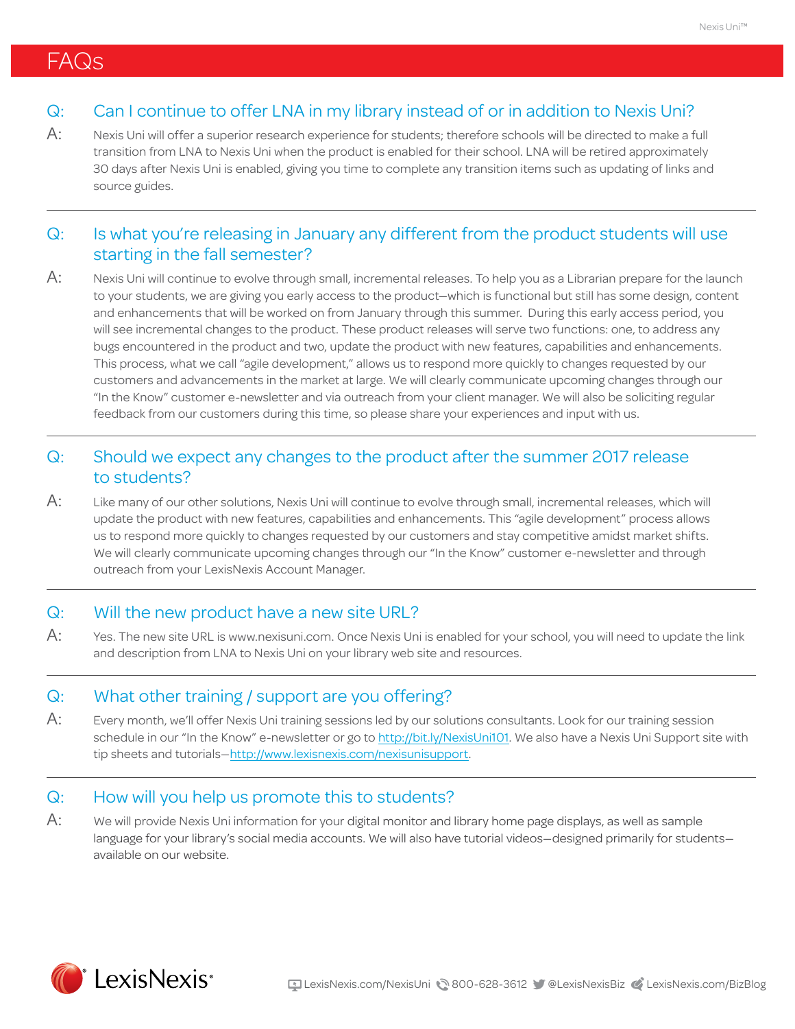# FAQs

**Q: Can I continue to offer LNA in my library instead of or in addition to Nexis Uni?**

A: Nexis Uni will offer a superior research experience for students; therefore schools will be directed to make a full transition from LNA to Nexis Uni when the product is enabled for their school. LNA will be retired approximately 30 days after Nexis Uni is enabled, giving you time to complete any transition items such as updating of links and source guides.

---

**Q: Is what you're releasing in January any different from the product students will use starting in the fall semester?**

A: Nexis Uni will continue to evolve through small, incremental releases. To help you as a Librarian prepare for the launch to your students, we are giving you early access to the product—which is functional but still has some design, content and enhancements that will be worked on from January through this summer. During this early access period, you will see incremental changes to the product. These product releases will serve two functions: one, to address any bugs encountered in the product and two, update the product with new features, capabilities and enhancements. This process, what we call "agile development," allows us to respond more quickly to changes requested by our customers and advancements in the market at large. We will clearly communicate upcoming changes through our "In the Know" customer e-newsletter and via outreach from your client manager. We will also be soliciting regular feedback from our customers during this time, so please share your experiences and input with us.

---

**Q: Should we expect any changes to the product after the summer 2017 release to students?**

A: Like many of our other solutions, Nexis Uni will continue to evolve through small, incremental releases, which will update the product with new features, capabilities and enhancements. This "agile development" process allows us to respond more quickly to changes requested by our customers and stay competitive amidst market shifts. We will clearly communicate upcoming changes through our "In the Know" customer e-newsletter and through outreach from your LexisNexis Account Manager.

---

**Q: Will the new product have a new site URL?**

A: Yes. The new site URL is www.nexisuni.com. Once Nexis Uni is enabled for your school, you will need to update the link and description from LNA to Nexis Uni on your library web site and resources.

---

**Q: What other training / support are you offering?**

A: Every month, we'll offer Nexis Uni training sessions led by our solutions consultants. Look for our training session schedule in our "In the Know" e-newsletter or go to http://bit.ly/NexisUni101. We also have a Nexis Uni Support site with tip sheets and tutorials—http://www.lexisnexis.com/nexisunisupport.

---

**Q: How will you help us promote this to students?**

A: We will provide Nexis Uni information for your digital monitor and library home page displays, as well as sample language for your library's social media accounts. We will also have tutorial videos—designed primarily for students—available on our website.

LexisNexis.com/NexisUni 800-628-3612 @LexisNexisBiz LexisNexis.com/BizBlog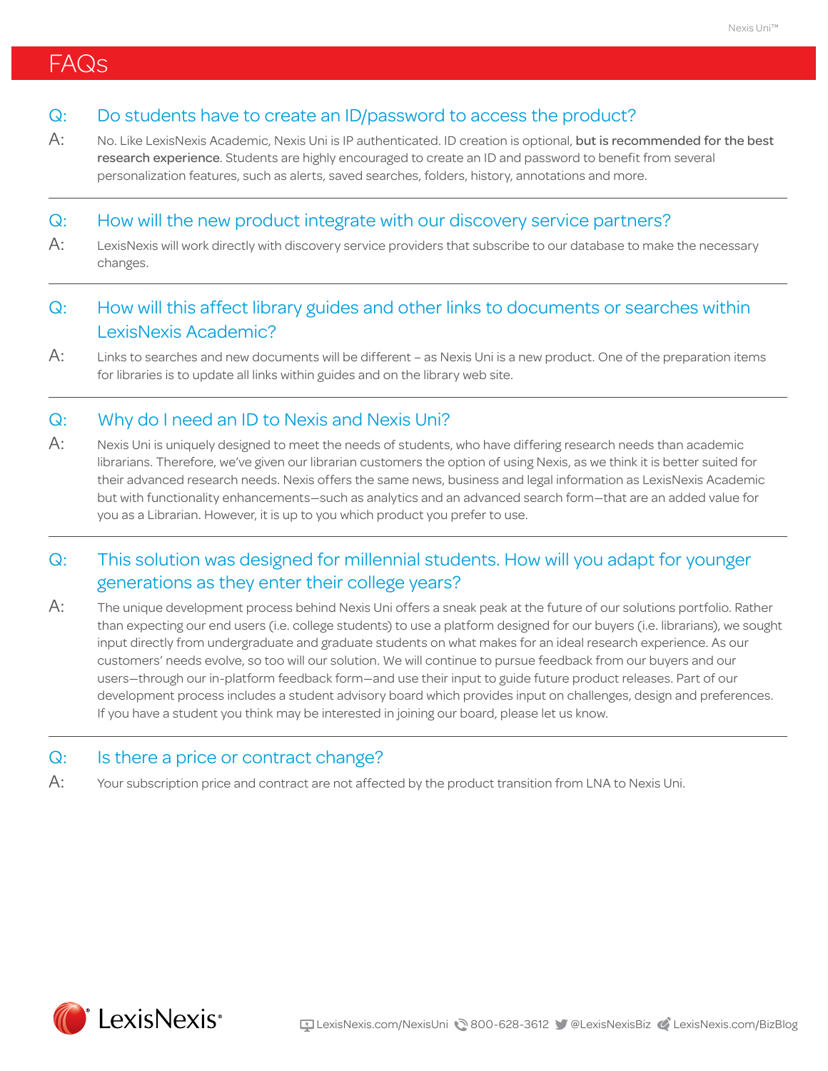# FAQs

**Q: Do students have to create an ID/password to access the product?**

A: No. Like LexisNexis Academic, Nexis Uni is IP authenticated. ID creation is optional, **but is recommended for the best research experience**. Students are highly encouraged to create an ID and password to benefit from several personalization features, such as alerts, saved searches, folders, history, annotations and more.

---

**Q: How will the new product integrate with our discovery service partners?**

A: LexisNexis will work directly with discovery service providers that subscribe to our database to make the necessary changes.

---

**Q: How will this affect library guides and other links to documents or searches within LexisNexis Academic?**

A: Links to searches and new documents will be different – as Nexis Uni is a new product. One of the preparation items for libraries is to update all links within guides and on the library web site.

---

**Q: Why do I need an ID to Nexis and Nexis Uni?**

A: Nexis Uni is uniquely designed to meet the needs of students, who have differing research needs than academic librarians. Therefore, we've given our librarian customers the option of using Nexis, as we think it is better suited for their advanced research needs. Nexis offers the same news, business and legal information as LexisNexis Academic but with functionality enhancements—such as analytics and an advanced search form—that are an added value for you as a Librarian. However, it is up to you which product you prefer to use.

---

**Q: This solution was designed for millennial students. How will you adapt for younger generations as they enter their college years?**

A: The unique development process behind Nexis Uni offers a sneak peak at the future of our solutions portfolio. Rather than expecting our end users (i.e. college students) to use a platform designed for our buyers (i.e. librarians), we sought input directly from undergraduate and graduate students on what makes for an ideal research experience. As our customers' needs evolve, so too will our solution. We will continue to pursue feedback from our buyers and our users—through our in-platform feedback form—and use their input to guide future product releases. Part of our development process includes a student advisory board which provides input on challenges, design and preferences. If you have a student you think may be interested in joining our board, please let us know.

---

**Q: Is there a price or contract change?**

A: Your subscription price and contract are not affected by the product transition from LNA to Nexis Uni.

LexisNexis®

LexisNexis.com/NexisUni 800-628-3612 @LexisNexisBiz LexisNexis.com/BizBlog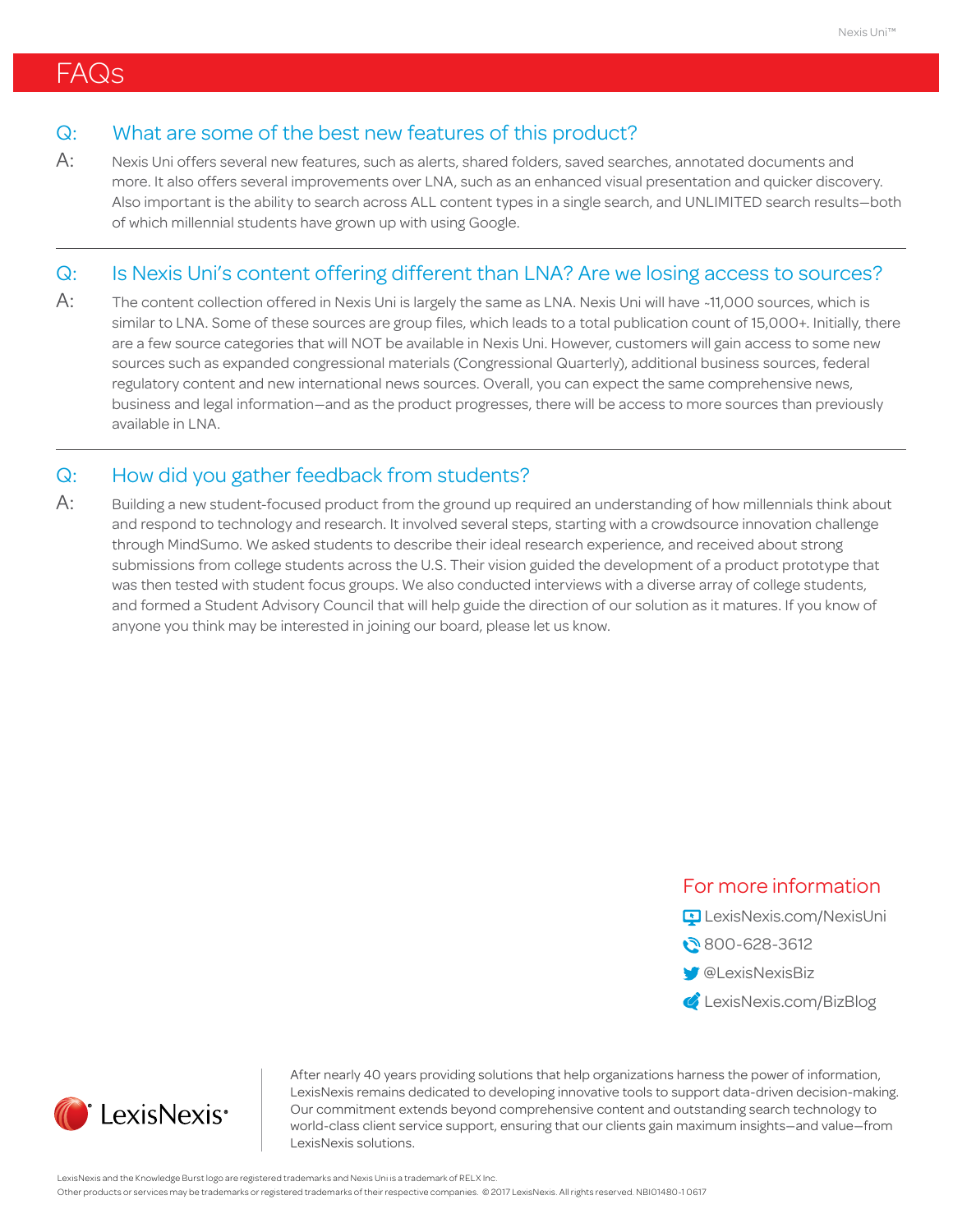# FAQs

**Q: What are some of the best new features of this product?**

A: Nexis Uni offers several new features, such as alerts, shared folders, saved searches, annotated documents and more. It also offers several improvements over LNA, such as an enhanced visual presentation and quicker discovery. Also important is the ability to search across ALL content types in a single search, and UNLIMITED search results—both of which millennial students have grown up with using Google.

---

**Q: Is Nexis Uni's content offering different than LNA? Are we losing access to sources?**

A: The content collection offered in Nexis Uni is largely the same as LNA. Nexis Uni will have ~11,000 sources, which is similar to LNA. Some of these sources are group files, which leads to a total publication count of 15,000+. Initially, there are a few source categories that will NOT be available in Nexis Uni. However, customers will gain access to some new sources such as expanded congressional materials (Congressional Quarterly), additional business sources, federal regulatory content and new international news sources. Overall, you can expect the same comprehensive news, business and legal information—and as the product progresses, there will be access to more sources than previously available in LNA.

---

**Q: How did you gather feedback from students?**

A: Building a new student-focused product from the ground up required an understanding of how millennials think about and respond to technology and research. It involved several steps, starting with a crowdsource innovation challenge through MindSumo. We asked students to describe their ideal research experience, and received about strong submissions from college students across the U.S. Their vision guided the development of a product prototype that was then tested with student focus groups. We also conducted interviews with a diverse array of college students, and formed a Student Advisory Council that will help guide the direction of our solution as it matures. If you know of anyone you think may be interested in joining our board, please let us know.

## For more information

- LexisNexis.com/NexisUni
- 800-628-3612
- @LexisNexisBiz
- LexisNexis.com/BizBlog

LexisNexis®

After nearly 40 years providing solutions that help organizations harness the power of information, LexisNexis remains dedicated to developing innovative tools to support data-driven decision-making. Our commitment extends beyond comprehensive content and outstanding search technology to world-class client service support, ensuring that our clients gain maximum insights—and value—from LexisNexis solutions.

LexisNexis and the Knowledge Burst logo are registered trademarks and Nexis Uni is a trademark of RELX Inc.
Other products or services may be trademarks or registered trademarks of their respective companies. © 2017 LexisNexis. All rights reserved. NBI01480-1 0617